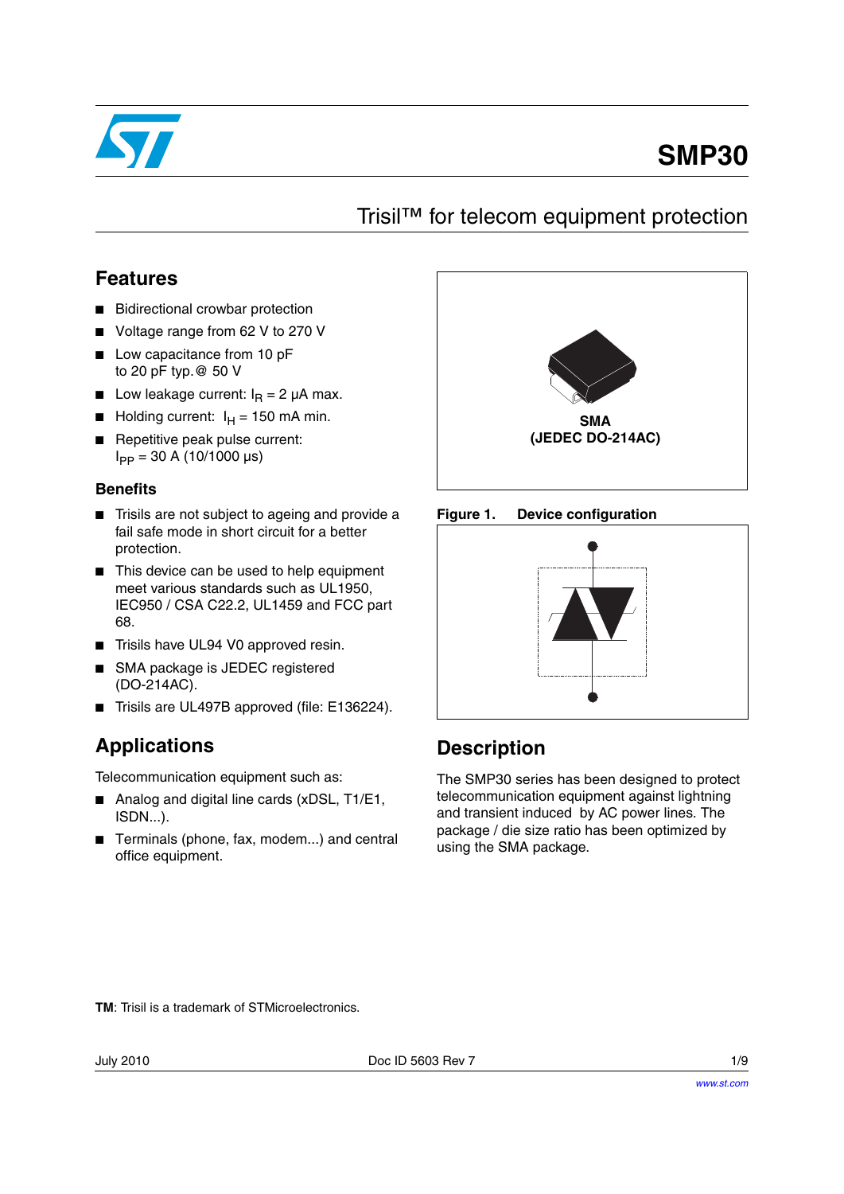# SMP30

## Trisil™ for telecom equipment protection

## Features

- Bidirectional crowbar protection
- Voltage range from 62 V to 270 V
- Low capacitance from 10 pF to 20 pF typ. @ 50 V
- Low leakage current: $I_R$ = 2 µA max.
- Holding current: $I_H$ = 150 mA min.
- Repetitive peak pulse current: $I_{PP}$ = 30 A (10/1000 µs)

### Benefits

- Trisils are not subject to ageing and provide a fail safe mode in short circuit for a better protection.
- This device can be used to help equipment meet various standards such as UL1950, IEC950 / CSA C22.2, UL1459 and FCC part 68.
- Trisils have UL94 V0 approved resin.
- SMA package is JEDEC registered (DO-214AC).
- Trisils are UL497B approved (file: E136224).

**SMA (JEDEC DO-214AC)**

**Figure 1. Device configuration**

## Applications

Telecommunication equipment such as:

- Analog and digital line cards (xDSL, T1/E1, ISDN...).
- Terminals (phone, fax, modem...) and central office equipment.

## Description

The SMP30 series has been designed to protect telecommunication equipment against lightning and transient induced by AC power lines. The package / die size ratio has been optimized by using the SMA package.

**TM**: Trisil is a trademark of STMicroelectronics.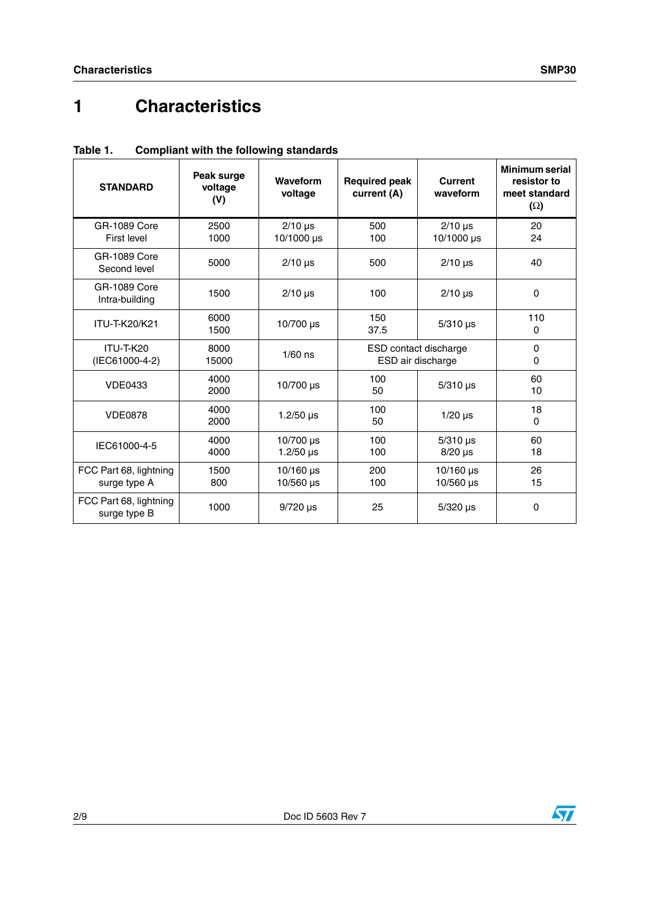# 1 Characteristics

**Table 1. Compliant with the following standards**

| STANDARD | Peak surge voltage (V) | Waveform voltage | Required peak current (A) | Current waveform | Minimum serial resistor to meet standard (Ω) |
|---|---|---|---|---|---|
| GR-1089 Core First level | 2500<br>1000 | 2/10 µs<br>10/1000 µs | 500<br>100 | 2/10 µs<br>10/1000 µs | 20<br>24 |
| GR-1089 Core Second level | 5000 | 2/10 µs | 500 | 2/10 µs | 40 |
| GR-1089 Core Intra-building | 1500 | 2/10 µs | 100 | 2/10 µs | 0 |
| ITU-T-K20/K21 | 6000<br>1500 | 10/700 µs | 150<br>37.5 | 5/310 µs | 110<br>0 |
| ITU-T-K20 (IEC61000-4-2) | 8000<br>15000 | 1/60 ns | ESD contact discharge<br>ESD air discharge | | 0<br>0 |
| VDE0433 | 4000<br>2000 | 10/700 µs | 100<br>50 | 5/310 µs | 60<br>10 |
| VDE0878 | 4000<br>2000 | 1.2/50 µs | 100<br>50 | 1/20 µs | 18<br>0 |
| IEC61000-4-5 | 4000<br>4000 | 10/700 µs<br>1.2/50 µs | 100<br>100 | 5/310 µs<br>8/20 µs | 60<br>18 |
| FCC Part 68, lightning surge type A | 1500<br>800 | 10/160 µs<br>10/560 µs | 200<br>100 | 10/160 µs<br>10/560 µs | 26<br>15 |
| FCC Part 68, lightning surge type B | 1000 | 9/720 µs | 25 | 5/320 µs | 0 |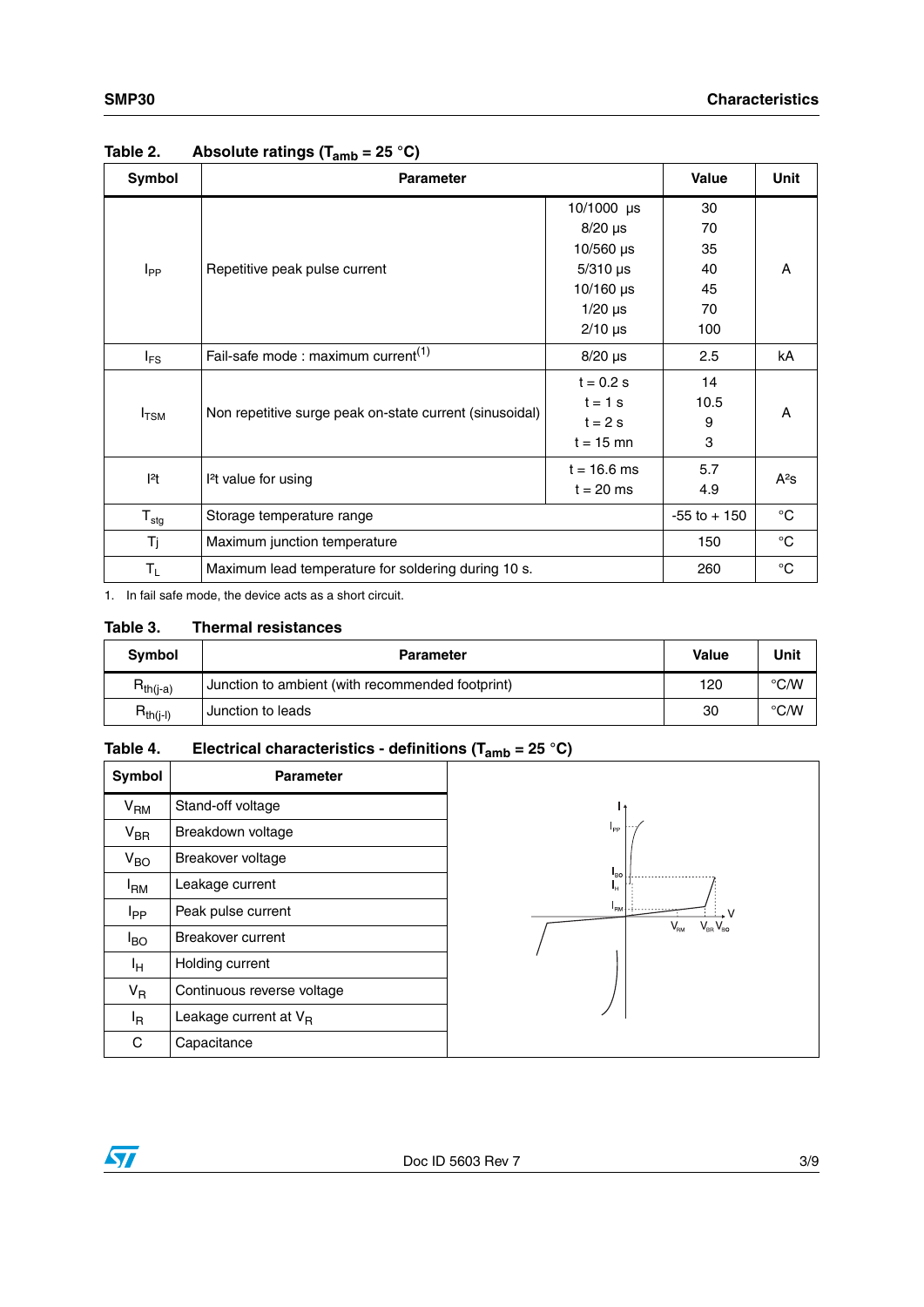Table 2. Absolute ratings ($T_{amb}$ = 25 °C)

| Symbol | Parameter | | Value | Unit |
|---|---|---|---|---|
| $I_{PP}$ | Repetitive peak pulse current | 10/1000 µs<br>8/20 µs<br>10/560 µs<br>5/310 µs<br>10/160 µs<br>1/20 µs<br>2/10 µs | 30<br>70<br>35<br>40<br>45<br>70<br>100 | A |
| $I_{FS}$ | Fail-safe mode : maximum current[(1)] | 8/20 µs | 2.5 | kA |
| $I_{TSM}$ | Non repetitive surge peak on-state current (sinusoidal) | t = 0.2 s<br>t = 1 s<br>t = 2 s<br>t = 15 mn | 14<br>10.5<br>9<br>3 | A |
| $I^2t$ | $I^2t$ value for using | t = 16.6 ms<br>t = 20 ms | 5.7<br>4.9 | $A^2s$ |
| $T_{stg}$ | Storage temperature range | | -55 to + 150 | °C |
| Tj | Maximum junction temperature | | 150 | °C |
| $T_L$ | Maximum lead temperature for soldering during 10 s. | | 260 | °C |

1. In fail safe mode, the device acts as a short circuit.

Table 3. Thermal resistances

| Symbol | Parameter | Value | Unit |
|---|---|---|---|
| $R_{th(j-a)}$ | Junction to ambient (with recommended footprint) | 120 | °C/W |
| $R_{th(j-l)}$ | Junction to leads | 30 | °C/W |

Table 4. Electrical characteristics - definitions ($T_{amb}$ = 25 °C)

| Symbol | Parameter |
|---|---|
| $V_{RM}$ | Stand-off voltage |
| $V_{BR}$ | Breakdown voltage |
| $V_{BO}$ | Breakover voltage |
| $I_{RM}$ | Leakage current |
| $I_{PP}$ | Peak pulse current |
| $I_{BO}$ | Breakover current |
| $I_H$ | Holding current |
| $V_R$ | Continuous reverse voltage |
| $I_R$ | Leakage current at $V_R$ |
| C | Capacitance |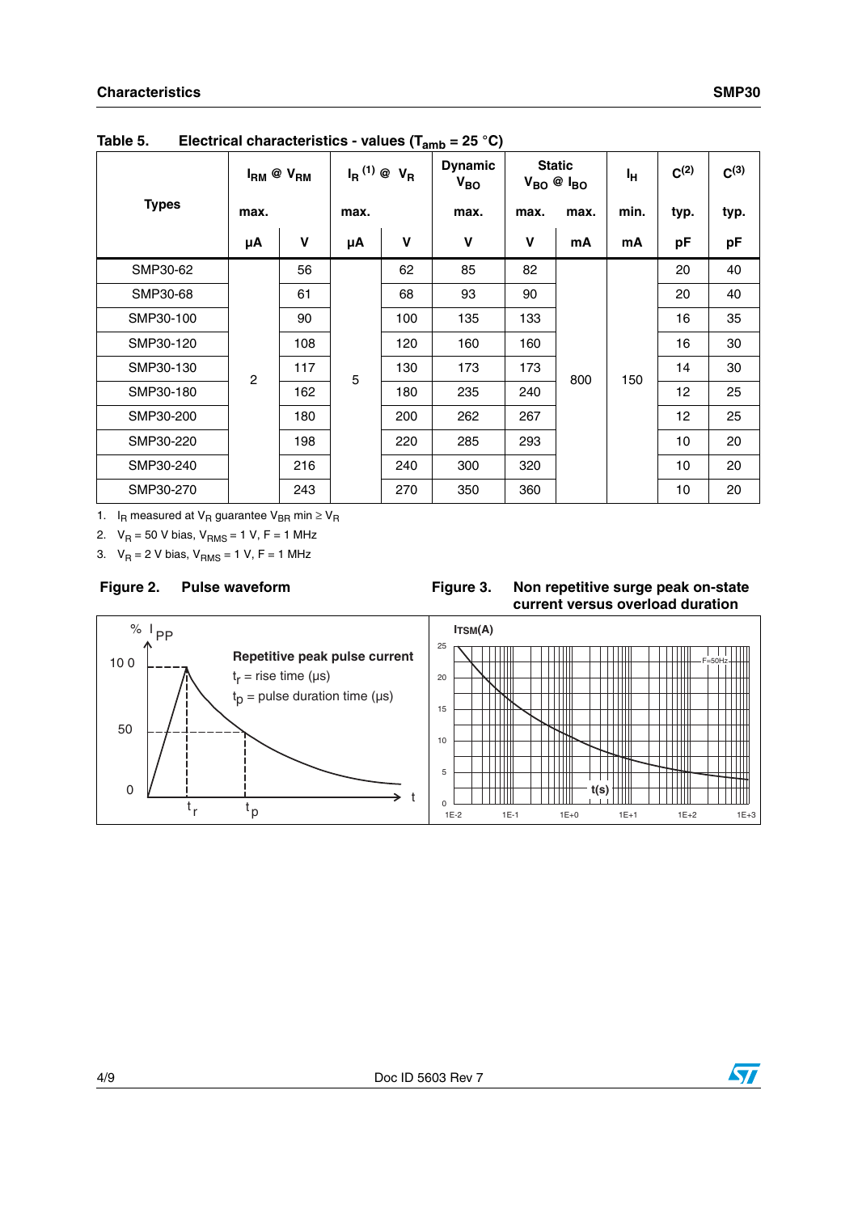Table 5. Electrical characteristics - values ($T_{amb}$ = 25 °C)

| Types | $I_{RM}$ @ $V_{RM}$ | | $I_R$ [(1)] @ $V_R$ | | Dynamic $V_{BO}$ | Static $V_{BO}$ @ $I_{BO}$ | | $I_H$ | C[(2)] | C[(3)] |
|---|---|---|---|---|---|---|---|---|---|---|
| | max. | | max. | | max. | max. | max. | min. | typ. | typ. |
| | µA | V | µA | V | V | V | mA | mA | pF | pF |
| SMP30-62 | 2 | 56 | 5 | 62 | 85 | 82 | 800 | 150 | 20 | 40 |
| SMP30-68 | 2 | 61 | 5 | 68 | 93 | 90 | 800 | 150 | 20 | 40 |
| SMP30-100 | 2 | 90 | 5 | 100 | 135 | 133 | 800 | 150 | 16 | 35 |
| SMP30-120 | 2 | 108 | 5 | 120 | 160 | 160 | 800 | 150 | 16 | 30 |
| SMP30-130 | 2 | 117 | 5 | 130 | 173 | 173 | 800 | 150 | 14 | 30 |
| SMP30-180 | 2 | 162 | 5 | 180 | 235 | 240 | 800 | 150 | 12 | 25 |
| SMP30-200 | 2 | 180 | 5 | 200 | 262 | 267 | 800 | 150 | 12 | 25 |
| SMP30-220 | 2 | 198 | 5 | 220 | 285 | 293 | 800 | 150 | 10 | 20 |
| SMP30-240 | 2 | 216 | 5 | 240 | 300 | 320 | 800 | 150 | 10 | 20 |
| SMP30-270 | 2 | 243 | 5 | 270 | 350 | 360 | 800 | 150 | 10 | 20 |

1. $I_R$ measured at $V_R$ guarantee $V_{BR}$ min ≥ $V_R$
2. $V_R$ = 50 V bias, $V_{RMS}$ = 1 V, F = 1 MHz
3. $V_R$ = 2 V bias, $V_{RMS}$ = 1 V, F = 1 MHz

Figure 2. Pulse waveform

Figure 3. Non repetitive surge peak on-state current versus overload duration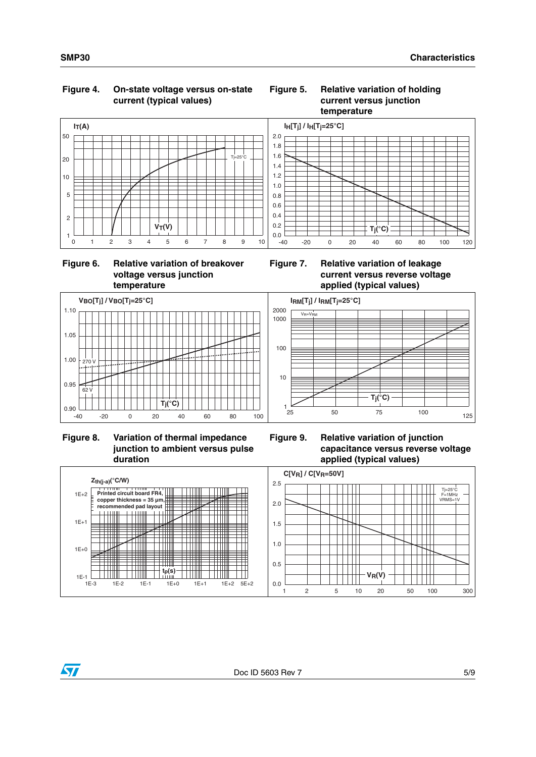**Figure 4. On-state voltage versus on-state current (typical values)**

**Figure 5. Relative variation of holding current versus junction temperature**

**Figure 6. Relative variation of breakover voltage versus junction temperature**

**Figure 7. Relative variation of leakage current versus reverse voltage applied (typical values)**

**Figure 8. Variation of thermal impedance junction to ambient versus pulse duration**

**Figure 9. Relative variation of junction capacitance versus reverse voltage applied (typical values)**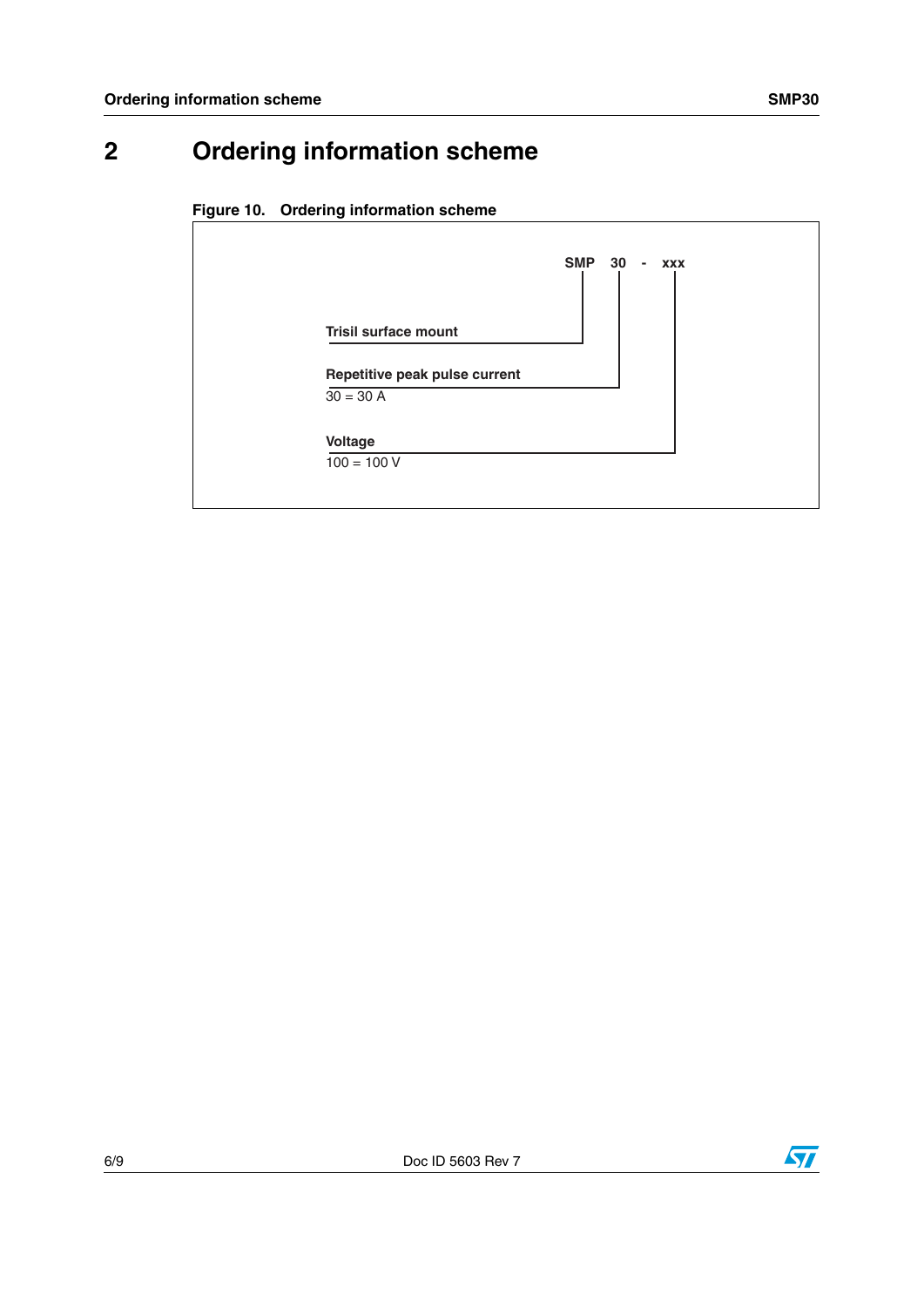# 2 Ordering information scheme

**Figure 10. Ordering information scheme**

**SMP 30 - xxx**

**Trisil surface mount**

**Repetitive peak pulse current**
30 = 30 A

**Voltage**
100 = 100 V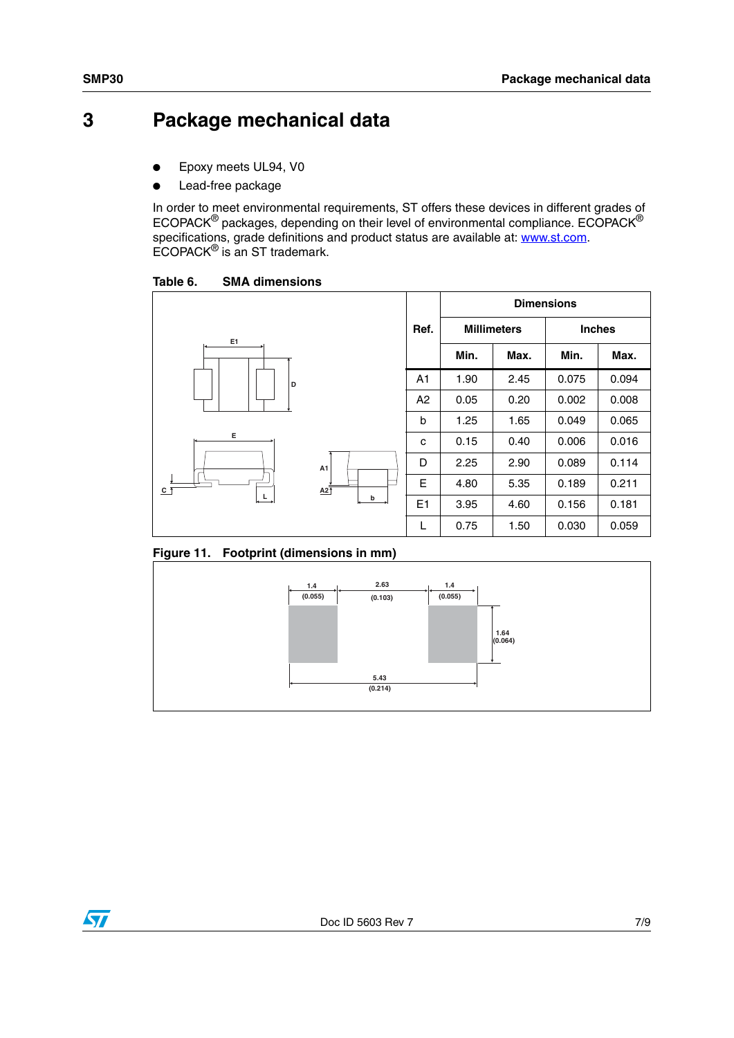# 3 Package mechanical data

- Epoxy meets UL94, V0
- Lead-free package

In order to meet environmental requirements, ST offers these devices in different grades of ECOPACK® packages, depending on their level of environmental compliance. ECOPACK® specifications, grade definitions and product status are available at: www.st.com. ECOPACK® is an ST trademark.

**Table 6. SMA dimensions**

| Ref. | Dimensions | | | |
|---|---|---|---|---|
| | Millimeters | | Inches | |
| | Min. | Max. | Min. | Max. |
| A1 | 1.90 | 2.45 | 0.075 | 0.094 |
| A2 | 0.05 | 0.20 | 0.002 | 0.008 |
| b | 1.25 | 1.65 | 0.049 | 0.065 |
| c | 0.15 | 0.40 | 0.006 | 0.016 |
| D | 2.25 | 2.90 | 0.089 | 0.114 |
| E | 4.80 | 5.35 | 0.189 | 0.211 |
| E1 | 3.95 | 4.60 | 0.156 | 0.181 |
| L | 0.75 | 1.50 | 0.030 | 0.059 |

**Figure 11. Footprint (dimensions in mm)**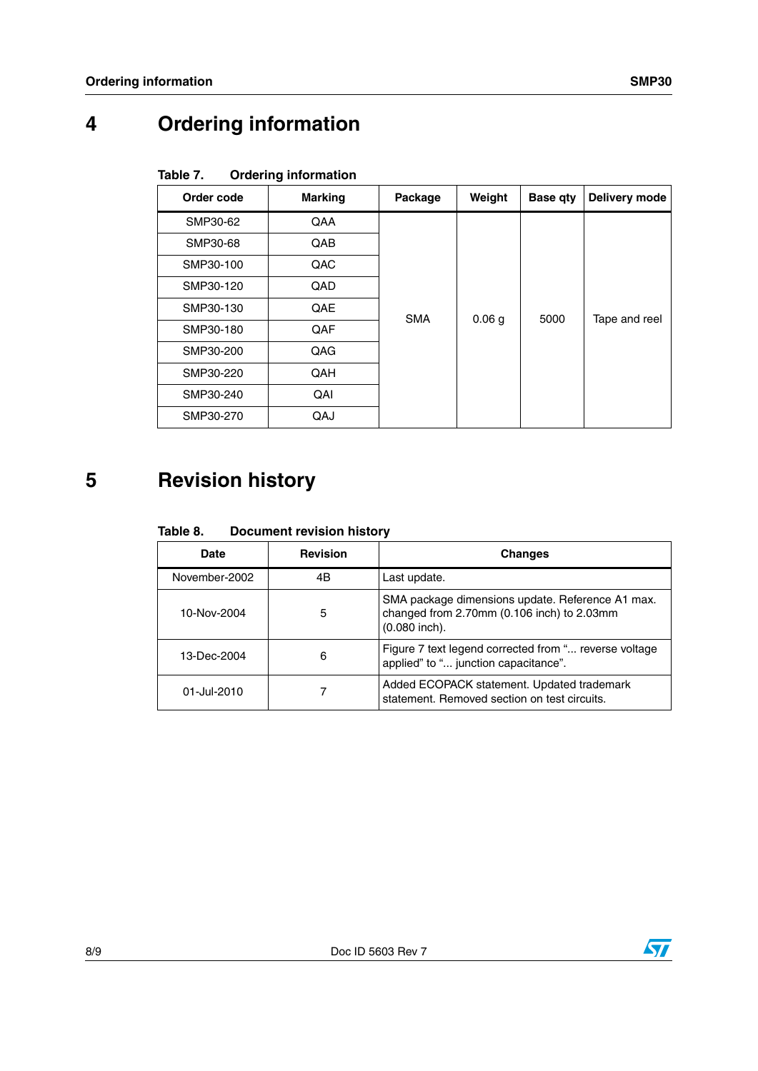# 4 Ordering information

Table 7. Ordering information

| Order code | Marking | Package | Weight | Base qty | Delivery mode |
|---|---|---|---|---|---|
| SMP30-62 | QAA | SMA | 0.06 g | 5000 | Tape and reel |
| SMP30-68 | QAB | | | | |
| SMP30-100 | QAC | | | | |
| SMP30-120 | QAD | | | | |
| SMP30-130 | QAE | | | | |
| SMP30-180 | QAF | | | | |
| SMP30-200 | QAG | | | | |
| SMP30-220 | QAH | | | | |
| SMP30-240 | QAI | | | | |
| SMP30-270 | QAJ | | | | |

# 5 Revision history

Table 8. Document revision history

| Date | Revision | Changes |
|---|---|---|
| November-2002 | 4B | Last update. |
| 10-Nov-2004 | 5 | SMA package dimensions update. Reference A1 max. changed from 2.70mm (0.106 inch) to 2.03mm (0.080 inch). |
| 13-Dec-2004 | 6 | Figure 7 text legend corrected from "... reverse voltage applied" to "... junction capacitance". |
| 01-Jul-2010 | 7 | Added ECOPACK statement. Updated trademark statement. Removed section on test circuits. |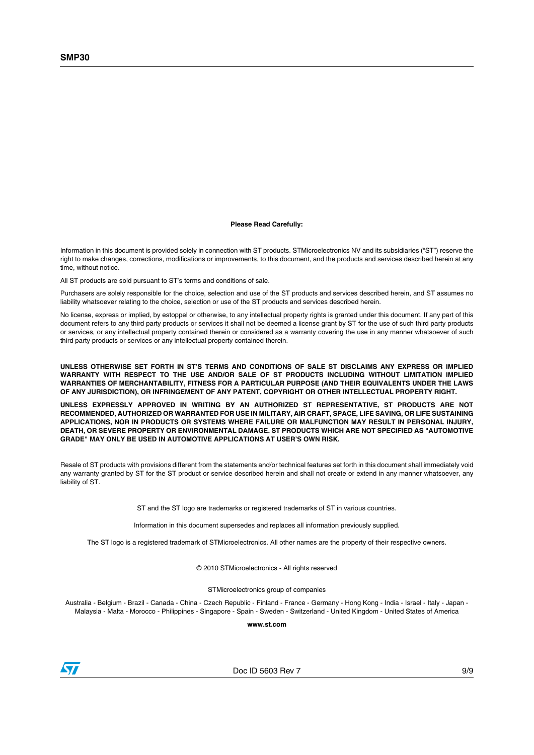**Please Read Carefully:**

Information in this document is provided solely in connection with ST products. STMicroelectronics NV and its subsidiaries (“ST”) reserve the right to make changes, corrections, modifications or improvements, to this document, and the products and services described herein at any time, without notice.

All ST products are sold pursuant to ST’s terms and conditions of sale.

Purchasers are solely responsible for the choice, selection and use of the ST products and services described herein, and ST assumes no liability whatsoever relating to the choice, selection or use of the ST products and services described herein.

No license, express or implied, by estoppel or otherwise, to any intellectual property rights is granted under this document. If any part of this document refers to any third party products or services it shall not be deemed a license grant by ST for the use of such third party products or services, or any intellectual property contained therein or considered as a warranty covering the use in any manner whatsoever of such third party products or services or any intellectual property contained therein.

**UNLESS OTHERWISE SET FORTH IN ST’S TERMS AND CONDITIONS OF SALE ST DISCLAIMS ANY EXPRESS OR IMPLIED WARRANTY WITH RESPECT TO THE USE AND/OR SALE OF ST PRODUCTS INCLUDING WITHOUT LIMITATION IMPLIED WARRANTIES OF MERCHANTABILITY, FITNESS FOR A PARTICULAR PURPOSE (AND THEIR EQUIVALENTS UNDER THE LAWS OF ANY JURISDICTION), OR INFRINGEMENT OF ANY PATENT, COPYRIGHT OR OTHER INTELLECTUAL PROPERTY RIGHT.**

**UNLESS EXPRESSLY APPROVED IN WRITING BY AN AUTHORIZED ST REPRESENTATIVE, ST PRODUCTS ARE NOT RECOMMENDED, AUTHORIZED OR WARRANTED FOR USE IN MILITARY, AIR CRAFT, SPACE, LIFE SAVING, OR LIFE SUSTAINING APPLICATIONS, NOR IN PRODUCTS OR SYSTEMS WHERE FAILURE OR MALFUNCTION MAY RESULT IN PERSONAL INJURY, DEATH, OR SEVERE PROPERTY OR ENVIRONMENTAL DAMAGE. ST PRODUCTS WHICH ARE NOT SPECIFIED AS "AUTOMOTIVE GRADE" MAY ONLY BE USED IN AUTOMOTIVE APPLICATIONS AT USER’S OWN RISK.**

Resale of ST products with provisions different from the statements and/or technical features set forth in this document shall immediately void any warranty granted by ST for the ST product or service described herein and shall not create or extend in any manner whatsoever, any liability of ST.

ST and the ST logo are trademarks or registered trademarks of ST in various countries.

Information in this document supersedes and replaces all information previously supplied.

The ST logo is a registered trademark of STMicroelectronics. All other names are the property of their respective owners.

© 2010 STMicroelectronics - All rights reserved

STMicroelectronics group of companies

Australia - Belgium - Brazil - Canada - China - Czech Republic - Finland - France - Germany - Hong Kong - India - Israel - Italy - Japan - Malaysia - Malta - Morocco - Philippines - Singapore - Spain - Sweden - Switzerland - United Kingdom - United States of America

**www.st.com**